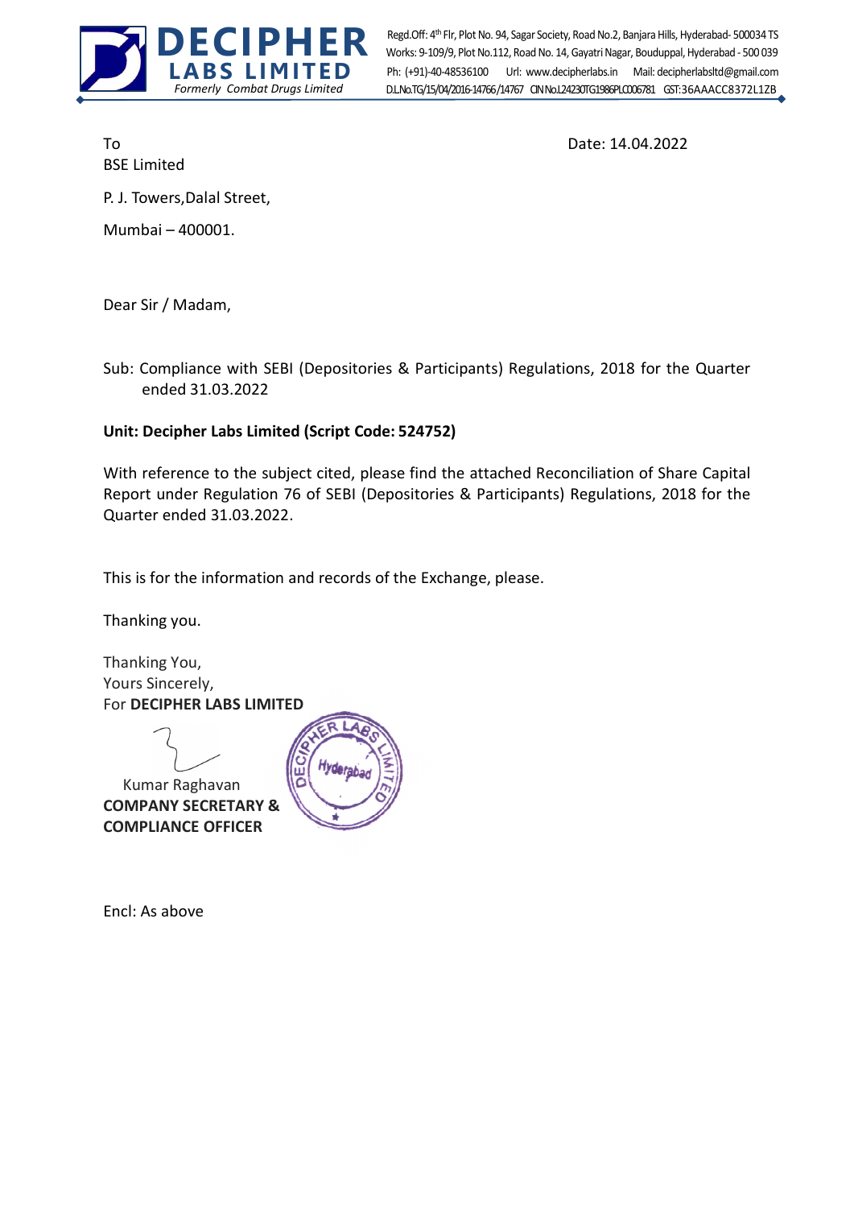**DECIPHER LABS LIMITED**
*Formerly Combat Drugs Limited*

Regd.Off: 4th Flr, Plot No. 94, Sagar Society, Road No.2, Banjara Hills, Hyderabad- 500034 TS
Works: 9-109/9, Plot No.112, Road No. 14, Gayatri Nagar, Bouduppal, Hyderabad - 500 039
Ph: (+91)-40-48536100 Url: www.decipherlabs.in Mail: decipherlabsltd@gmail.com
D.L.No.TG/15/04/2016-14766/14767 CIN No.L24230TG1986PLC006781 GST:36AAACC8372L1ZB

To
BSE Limited

Date: 14.04.2022

P. J. Towers,Dalal Street,

Mumbai – 400001.

Dear Sir / Madam,

Sub: Compliance with SEBI (Depositories & Participants) Regulations, 2018 for the Quarter ended 31.03.2022

**Unit: Decipher Labs Limited (Script Code: 524752)**

With reference to the subject cited, please find the attached Reconciliation of Share Capital Report under Regulation 76 of SEBI (Depositories & Participants) Regulations, 2018 for the Quarter ended 31.03.2022.

This is for the information and records of the Exchange, please.

Thanking you.

Thanking You,
Yours Sincerely,
For **DECIPHER LABS LIMITED**

Kumar Raghavan
**COMPANY SECRETARY &**
**COMPLIANCE OFFICER**

Encl: As above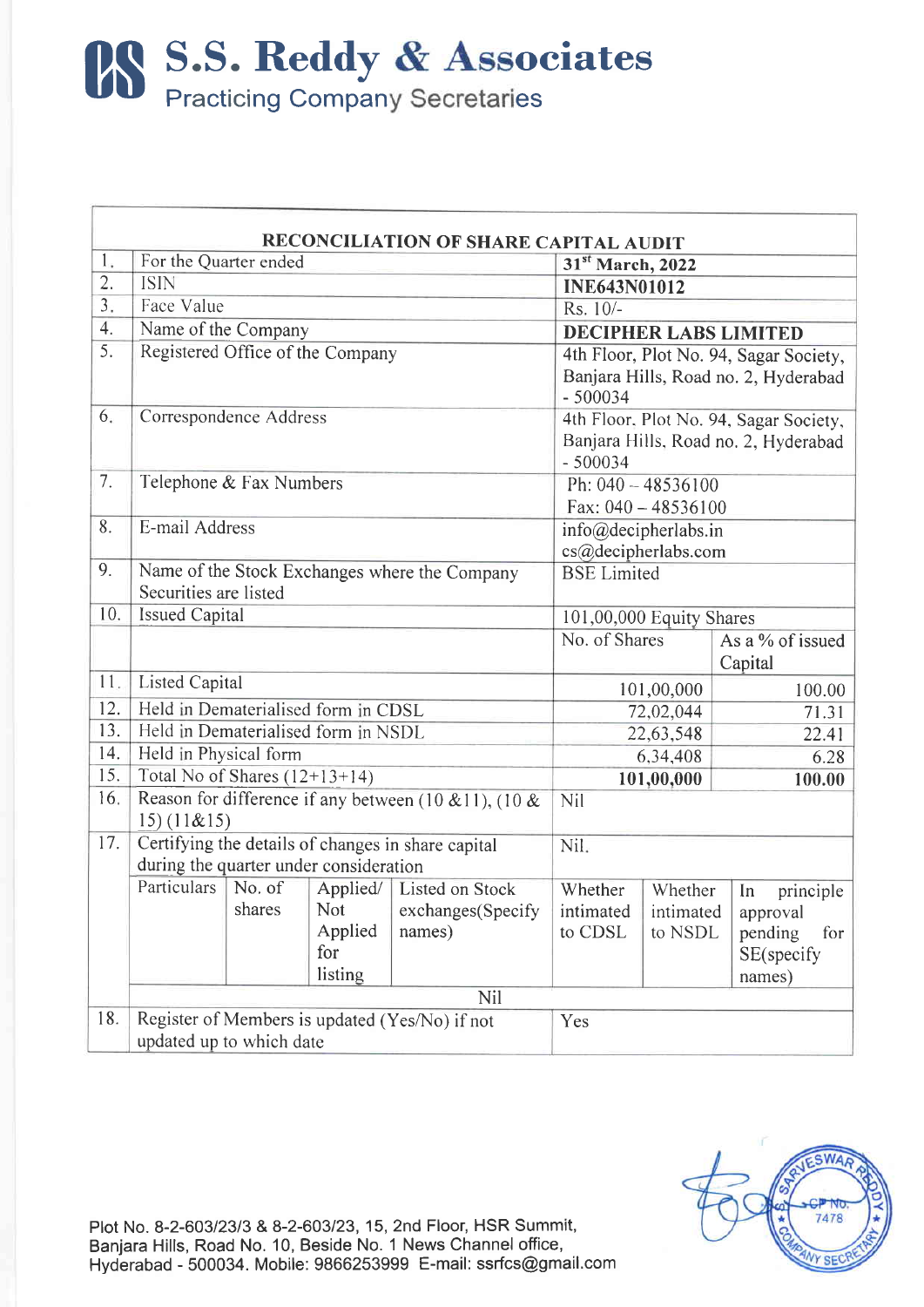# S.S. Reddy & Associates

Practicing Company Secretaries

## RECONCILIATION OF SHARE CAPITAL AUDIT

| | | | |
|---|---|---|---|
| 1. | For the Quarter ended | **31[st] March, 2022** | |
| 2. | ISIN | **INE643N01012** | |
| 3. | Face Value | Rs. 10/- | |
| 4. | Name of the Company | **DECIPHER LABS LIMITED** | |
| 5. | Registered Office of the Company | 4th Floor, Plot No. 94, Sagar Society, Banjara Hills, Road no. 2, Hyderabad - 500034 | |
| 6. | Correspondence Address | 4th Floor, Plot No. 94, Sagar Society, Banjara Hills, Road no. 2, Hyderabad - 500034 | |
| 7. | Telephone & Fax Numbers | Ph: 040 – 48536100<br>Fax: 040 – 48536100 | |
| 8. | E-mail Address | info@decipherlabs.in<br>cs@decipherlabs.com | |
| 9. | Name of the Stock Exchanges where the Company Securities are listed | BSE Limited | |
| 10. | Issued Capital | 101,00,000 Equity Shares | |
| | | No. of Shares | As a % of issued Capital |
| 11. | Listed Capital | 101,00,000 | 100.00 |
| 12. | Held in Dematerialised form in CDSL | 72,02,044 | 71.31 |
| 13. | Held in Dematerialised form in NSDL | 22,63,548 | 22.41 |
| 14. | Held in Physical form | 6,34,408 | 6.28 |
| 15. | Total No of Shares (12+13+14) | **101,00,000** | **100.00** |
| 16. | Reason for difference if any between (10 &11), (10 & 15) (11&15) | Nil | |
| 17. | Certifying the details of changes in share capital during the quarter under consideration | Nil. | |

| Particulars | No. of shares | Applied/ Not Applied for listing | Listed on Stock exchanges(Specify names) | Whether intimated to CDSL | Whether intimated to NSDL | In principle approval pending for SE(specify names) |
|---|---|---|---|---|---|---|
| Nil | | | | | | |

| | | |
|---|---|---|
| 18. | Register of Members is updated (Yes/No) if not updated up to which date | Yes |

Plot No. 8-2-603/23/3 & 8-2-603/23, 15, 2nd Floor, HSR Summit, Banjara Hills, Road No. 10, Beside No. 1 News Channel office, Hyderabad - 500034. Mobile: 9866253999 E-mail: ssrfcs@gmail.com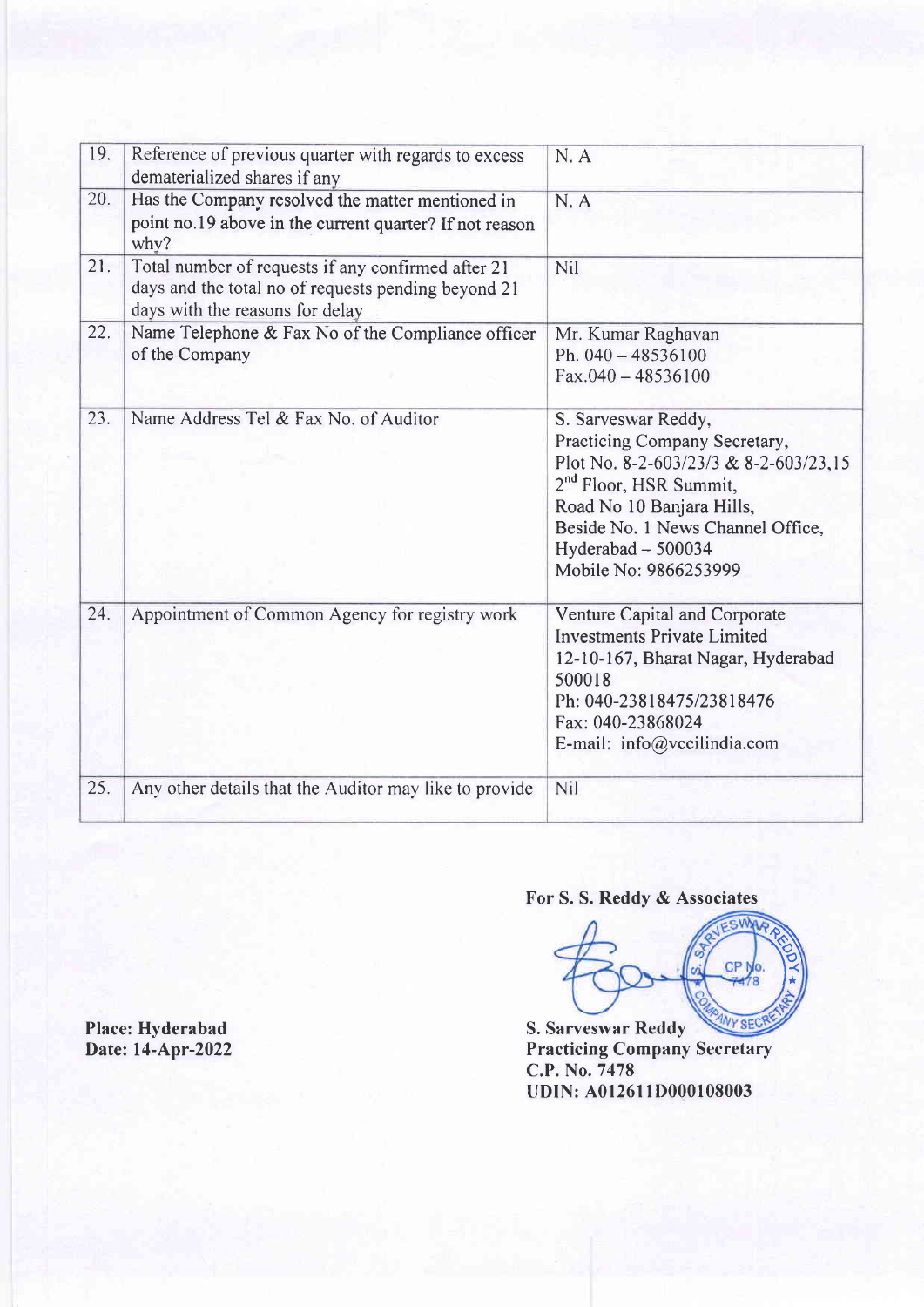| | | |
|---|---|---|
| 19. | Reference of previous quarter with regards to excess dematerialized shares if any | N. A |
| 20. | Has the Company resolved the matter mentioned in point no.19 above in the current quarter? If not reason why? | N. A |
| 21. | Total number of requests if any confirmed after 21 days and the total no of requests pending beyond 21 days with the reasons for delay | Nil |
| 22. | Name Telephone & Fax No of the Compliance officer of the Company | Mr. Kumar Raghavan<br>Ph. 040 – 48536100<br>Fax.040 – 48536100 |
| 23. | Name Address Tel & Fax No. of Auditor | S. Sarveswar Reddy,<br>Practicing Company Secretary,<br>Plot No. 8-2-603/23/3 & 8-2-603/23,15<br>2nd Floor, HSR Summit,<br>Road No 10 Banjara Hills,<br>Beside No. 1 News Channel Office,<br>Hyderabad – 500034<br>Mobile No: 9866253999 |
| 24. | Appointment of Common Agency for registry work | Venture Capital and Corporate Investments Private Limited<br>12-10-167, Bharat Nagar, Hyderabad 500018<br>Ph: 040-23818475/23818476<br>Fax: 040-23868024<br>E-mail: info@vccilindia.com |
| 25. | Any other details that the Auditor may like to provide | Nil |

**For S. S. Reddy & Associates**

**Place: Hyderabad**
**Date: 14-Apr-2022**

**S. Sarveswar Reddy**
**Practicing Company Secretary**
**C.P. No. 7478**
**UDIN: A012611D000108003**